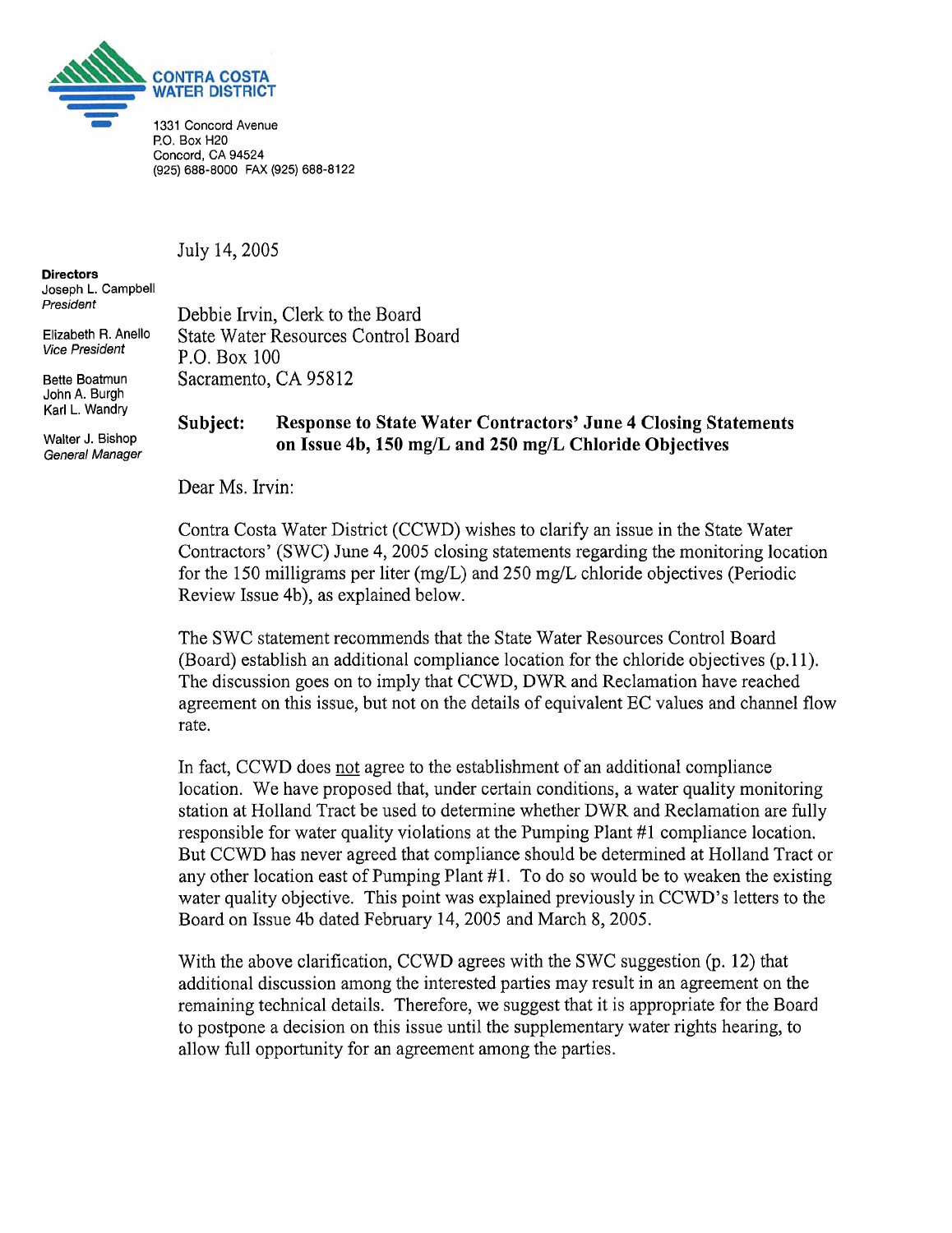**CONTRA COSTA WATER DISTRICT**

1331 Concord Avenue
P.O. Box H20
Concord, CA 94524
(925) 688-8000 FAX (925) 688-8122

**Directors**
Joseph L. Campbell
*President*

Elizabeth R. Anello
*Vice President*

Bette Boatmun
John A. Burgh
Karl L. Wandry

Walter J. Bishop
*General Manager*

July 14, 2005

Debbie Irvin, Clerk to the Board
State Water Resources Control Board
P.O. Box 100
Sacramento, CA 95812

**Subject: Response to State Water Contractors' June 4 Closing Statements on Issue 4b, 150 mg/L and 250 mg/L Chloride Objectives**

Dear Ms. Irvin:

Contra Costa Water District (CCWD) wishes to clarify an issue in the State Water Contractors' (SWC) June 4, 2005 closing statements regarding the monitoring location for the 150 milligrams per liter (mg/L) and 250 mg/L chloride objectives (Periodic Review Issue 4b), as explained below.

The SWC statement recommends that the State Water Resources Control Board (Board) establish an additional compliance location for the chloride objectives (p.11). The discussion goes on to imply that CCWD, DWR and Reclamation have reached agreement on this issue, but not on the details of equivalent EC values and channel flow rate.

In fact, CCWD does <u>not</u> agree to the establishment of an additional compliance location. We have proposed that, under certain conditions, a water quality monitoring station at Holland Tract be used to determine whether DWR and Reclamation are fully responsible for water quality violations at the Pumping Plant #1 compliance location. But CCWD has never agreed that compliance should be determined at Holland Tract or any other location east of Pumping Plant #1. To do so would be to weaken the existing water quality objective. This point was explained previously in CCWD's letters to the Board on Issue 4b dated February 14, 2005 and March 8, 2005.

With the above clarification, CCWD agrees with the SWC suggestion (p. 12) that additional discussion among the interested parties may result in an agreement on the remaining technical details. Therefore, we suggest that it is appropriate for the Board to postpone a decision on this issue until the supplementary water rights hearing, to allow full opportunity for an agreement among the parties.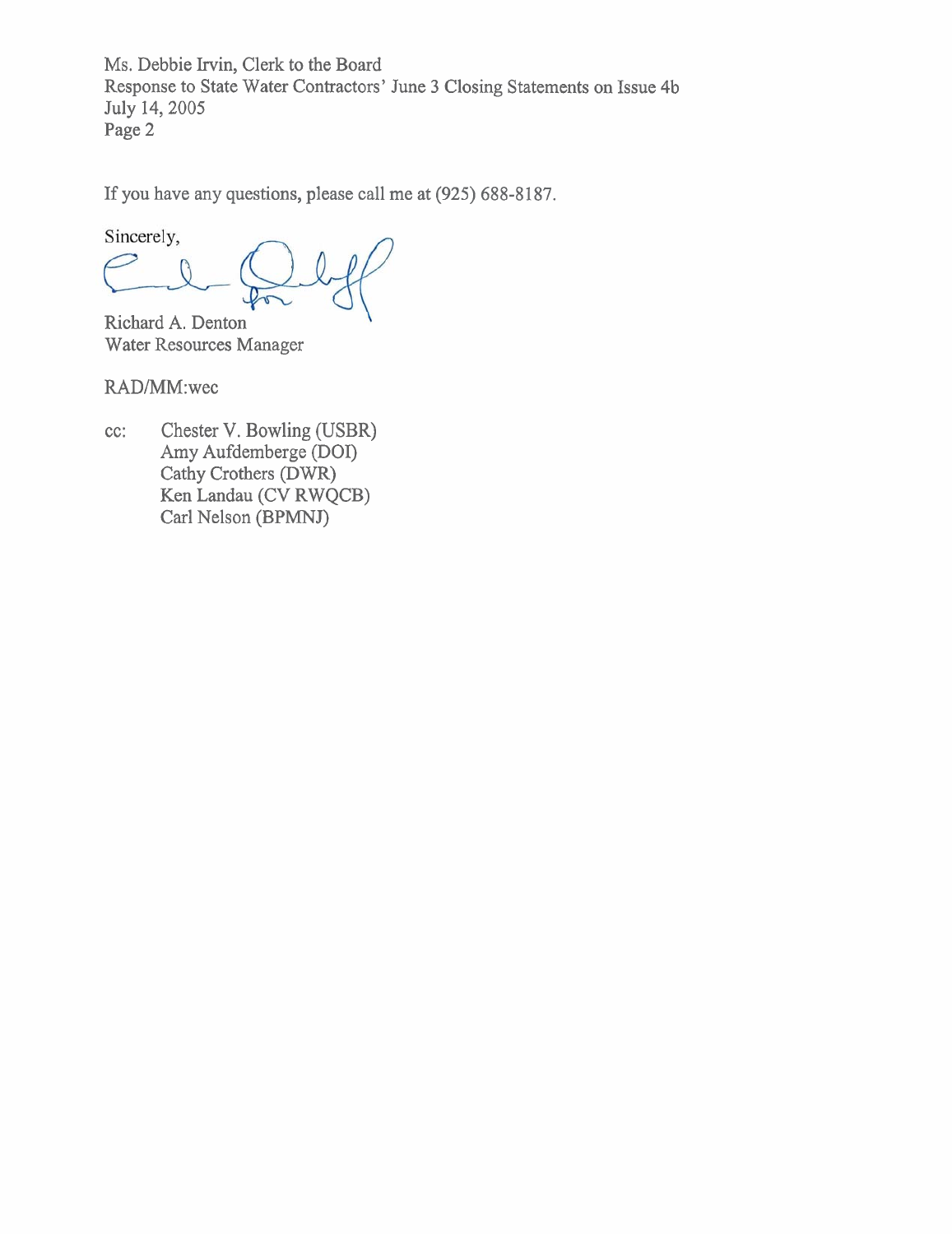If you have any questions, please call me at (925) 688-8187.

Sincerely,

Richard A. Denton
Water Resources Manager

RAD/MM:wec

cc: Chester V. Bowling (USBR)
Amy Aufdemberge (DOI)
Cathy Crothers (DWR)
Ken Landau (CV RWQCB)
Carl Nelson (BPMNJ)